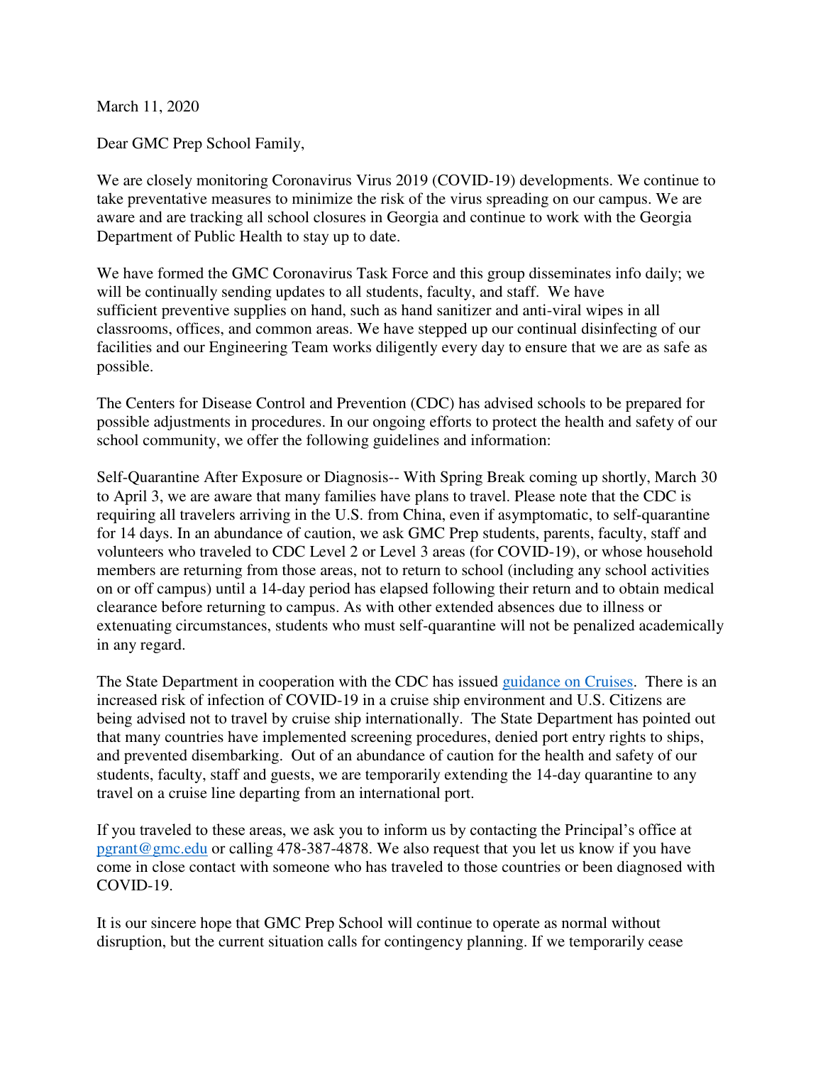March 11, 2020

Dear GMC Prep School Family,

We are closely monitoring Coronavirus Virus 2019 (COVID-19) developments. We continue to take preventative measures to minimize the risk of the virus spreading on our campus. We are aware and are tracking all school closures in Georgia and continue to work with the Georgia Department of Public Health to stay up to date.

We have formed the GMC Coronavirus Task Force and this group disseminates info daily; we will be continually sending updates to all students, faculty, and staff. We have sufficient preventive supplies on hand, such as hand sanitizer and anti-viral wipes in all classrooms, offices, and common areas. We have stepped up our continual disinfecting of our facilities and our Engineering Team works diligently every day to ensure that we are as safe as possible.

The Centers for Disease Control and Prevention (CDC) has advised schools to be prepared for possible adjustments in procedures. In our ongoing efforts to protect the health and safety of our school community, we offer the following guidelines and information:

Self-Quarantine After Exposure or Diagnosis-- With Spring Break coming up shortly, March 30 to April 3, we are aware that many families have plans to travel. Please note that the CDC is requiring all travelers arriving in the U.S. from China, even if asymptomatic, to self-quarantine for 14 days. In an abundance of caution, we ask GMC Prep students, parents, faculty, staff and volunteers who traveled to CDC Level 2 or Level 3 areas (for COVID-19), or whose household members are returning from those areas, not to return to school (including any school activities on or off campus) until a 14-day period has elapsed following their return and to obtain medical clearance before returning to campus. As with other extended absences due to illness or extenuating circumstances, students who must self-quarantine will not be penalized academically in any regard.

The State Department in cooperation with the CDC has issued [guidance on Cruises](). There is an increased risk of infection of COVID-19 in a cruise ship environment and U.S. Citizens are being advised not to travel by cruise ship internationally. The State Department has pointed out that many countries have implemented screening procedures, denied port entry rights to ships, and prevented disembarking. Out of an abundance of caution for the health and safety of our students, faculty, staff and guests, we are temporarily extending the 14-day quarantine to any travel on a cruise line departing from an international port.

If you traveled to these areas, we ask you to inform us by contacting the Principal's office at pgrant@gmc.edu or calling 478-387-4878. We also request that you let us know if you have come in close contact with someone who has traveled to those countries or been diagnosed with COVID-19.

It is our sincere hope that GMC Prep School will continue to operate as normal without disruption, but the current situation calls for contingency planning. If we temporarily cease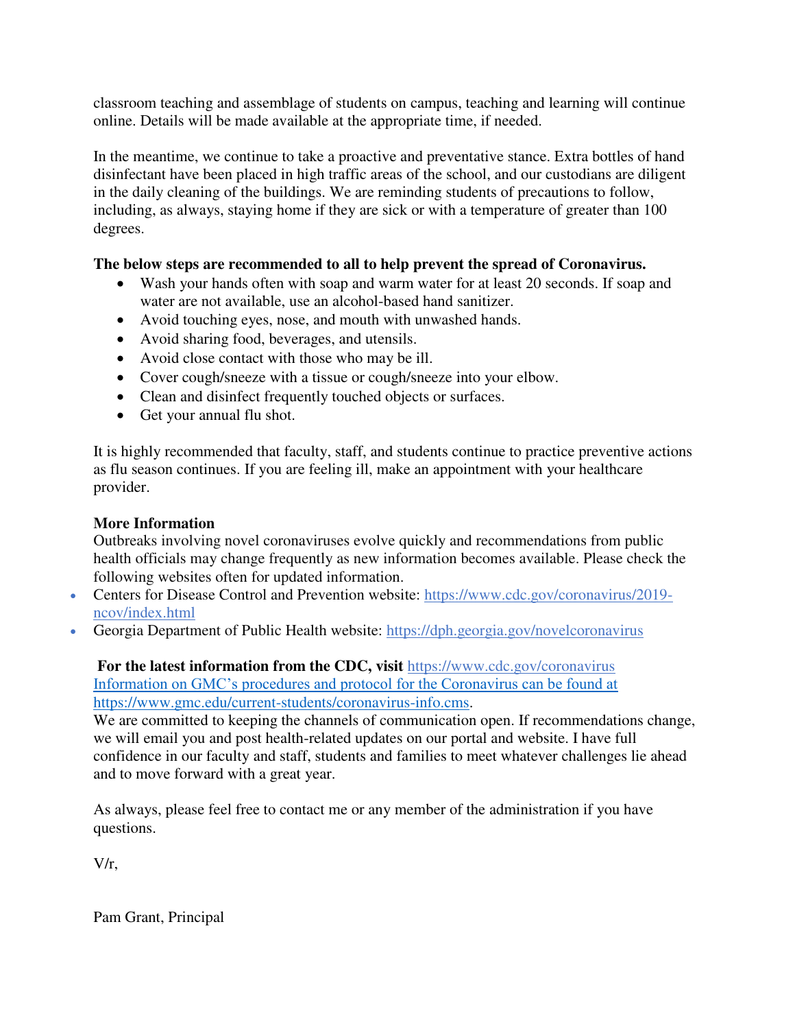classroom teaching and assemblage of students on campus, teaching and learning will continue online. Details will be made available at the appropriate time, if needed.

In the meantime, we continue to take a proactive and preventative stance. Extra bottles of hand disinfectant have been placed in high traffic areas of the school, and our custodians are diligent in the daily cleaning of the buildings. We are reminding students of precautions to follow, including, as always, staying home if they are sick or with a temperature of greater than 100 degrees.

**The below steps are recommended to all to help prevent the spread of Coronavirus.**

- Wash your hands often with soap and warm water for at least 20 seconds. If soap and water are not available, use an alcohol-based hand sanitizer.
- Avoid touching eyes, nose, and mouth with unwashed hands.
- Avoid sharing food, beverages, and utensils.
- Avoid close contact with those who may be ill.
- Cover cough/sneeze with a tissue or cough/sneeze into your elbow.
- Clean and disinfect frequently touched objects or surfaces.
- Get your annual flu shot.

It is highly recommended that faculty, staff, and students continue to practice preventive actions as flu season continues. If you are feeling ill, make an appointment with your healthcare provider.

**More Information**

Outbreaks involving novel coronaviruses evolve quickly and recommendations from public health officials may change frequently as new information becomes available. Please check the following websites often for updated information.

- Centers for Disease Control and Prevention website: https://www.cdc.gov/coronavirus/2019-ncov/index.html
- Georgia Department of Public Health website: https://dph.georgia.gov/novelcoronavirus

**For the latest information from the CDC, visit** https://www.cdc.gov/coronavirus
Information on GMC's procedures and protocol for the Coronavirus can be found at https://www.gmc.edu/current-students/coronavirus-info.cms.

We are committed to keeping the channels of communication open. If recommendations change, we will email you and post health-related updates on our portal and website. I have full confidence in our faculty and staff, students and families to meet whatever challenges lie ahead and to move forward with a great year.

As always, please feel free to contact me or any member of the administration if you have questions.

V/r,

Pam Grant, Principal